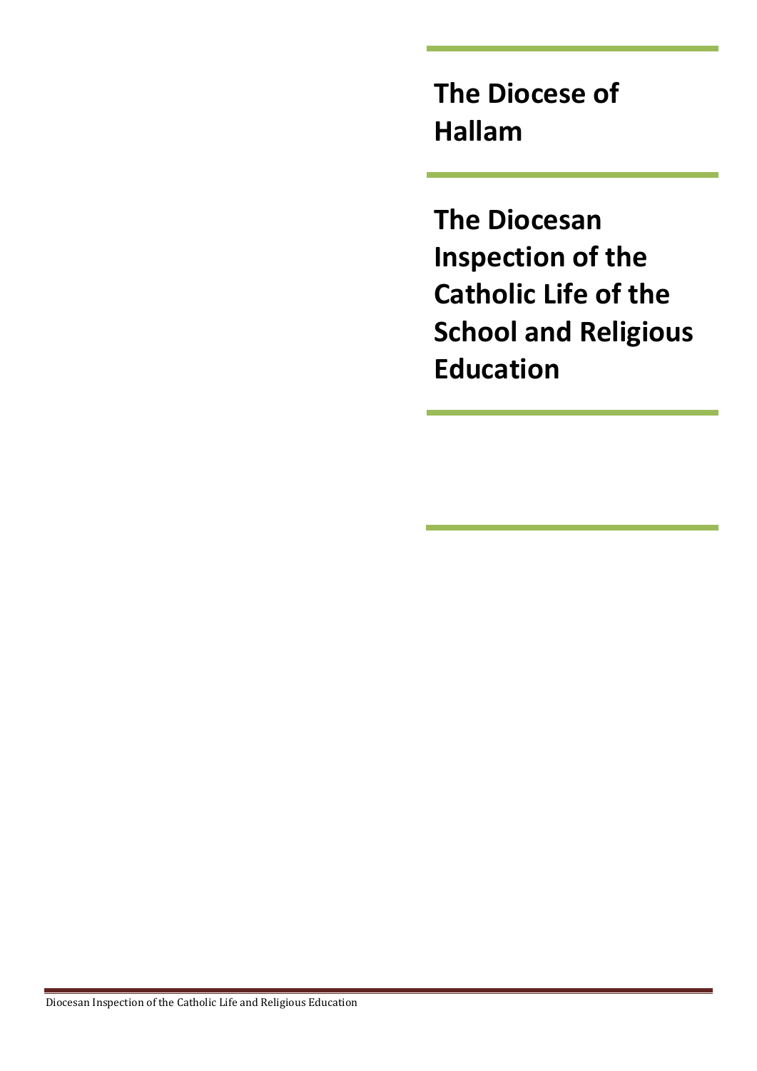# The Diocese of Hallam

# The Diocesan Inspection of the Catholic Life of the School and Religious Education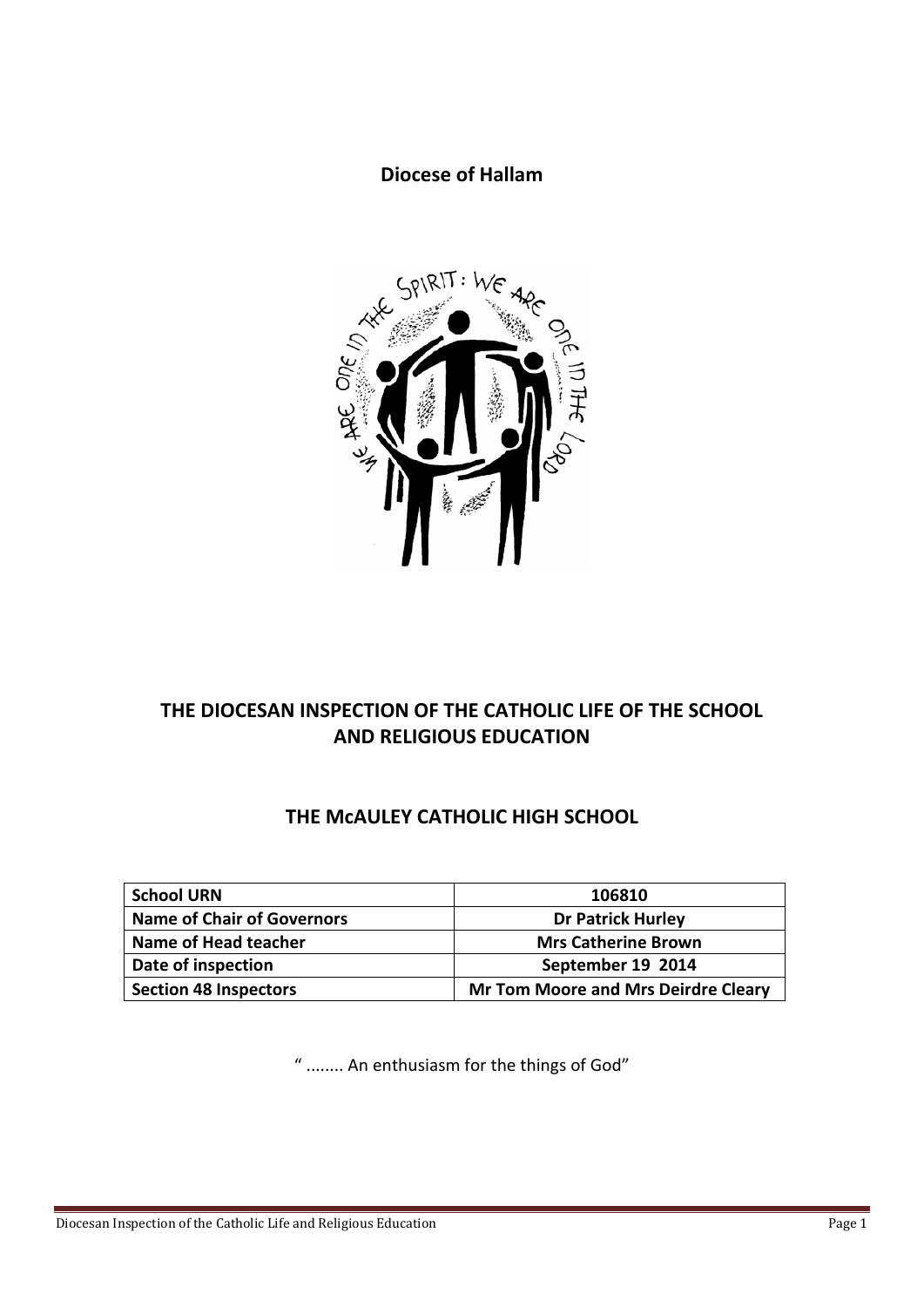**Diocese of Hallam**

**THE DIOCESAN INSPECTION OF THE CATHOLIC LIFE OF THE SCHOOL AND RELIGIOUS EDUCATION**

**THE McAULEY CATHOLIC HIGH SCHOOL**

| School URN | 106810 |
|---|---|
| Name of Chair of Governors | Dr Patrick Hurley |
| Name of Head teacher | Mrs Catherine Brown |
| Date of inspection | September 19 2014 |
| Section 48 Inspectors | Mr Tom Moore and Mrs Deirdre Cleary |

" ........ An enthusiasm for the things of God"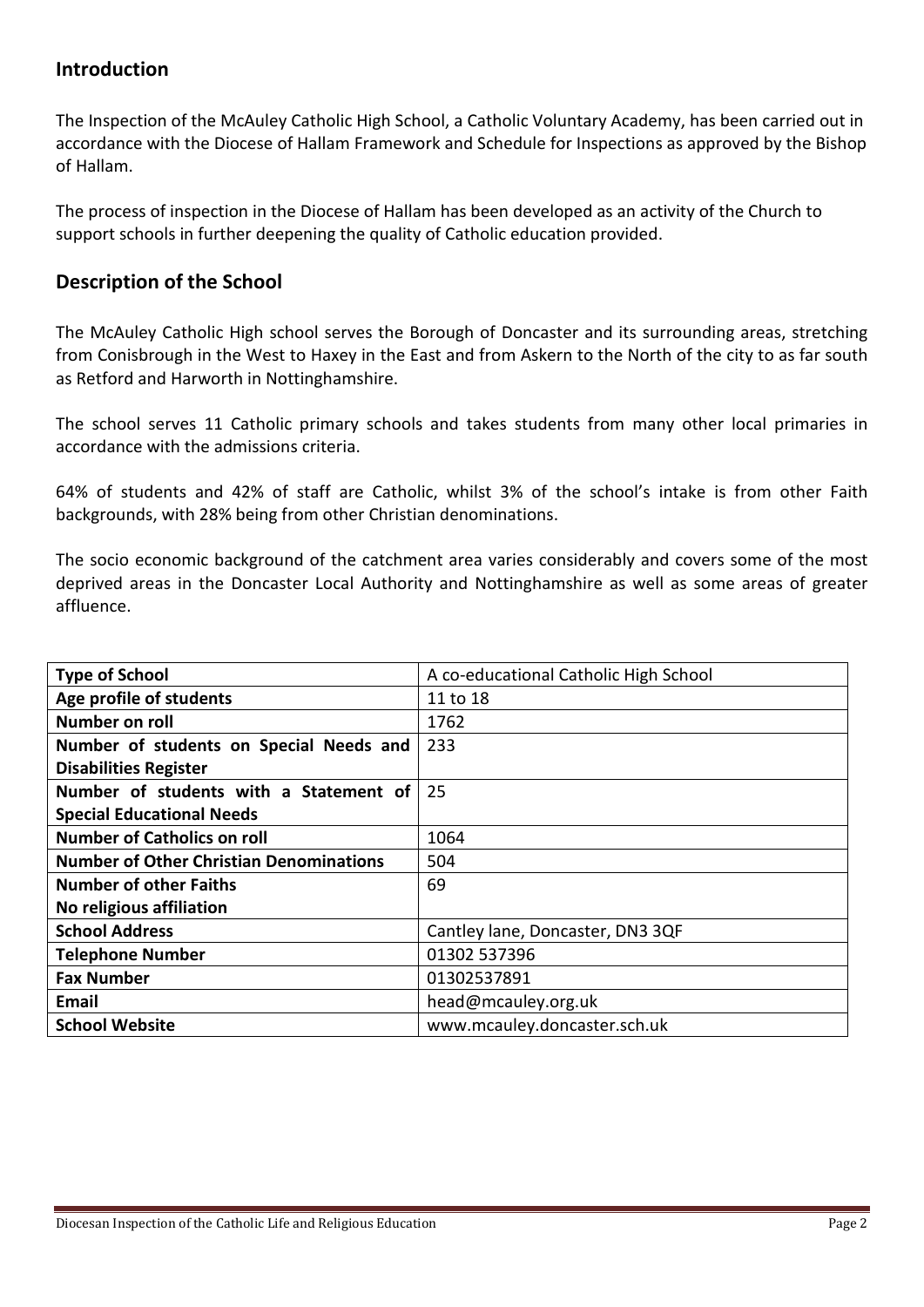## Introduction

The Inspection of the McAuley Catholic High School, a Catholic Voluntary Academy, has been carried out in accordance with the Diocese of Hallam Framework and Schedule for Inspections as approved by the Bishop of Hallam.

The process of inspection in the Diocese of Hallam has been developed as an activity of the Church to support schools in further deepening the quality of Catholic education provided.

## Description of the School

The McAuley Catholic High school serves the Borough of Doncaster and its surrounding areas, stretching from Conisbrough in the West to Haxey in the East and from Askern to the North of the city to as far south as Retford and Harworth in Nottinghamshire.

The school serves 11 Catholic primary schools and takes students from many other local primaries in accordance with the admissions criteria.

64% of students and 42% of staff are Catholic, whilst 3% of the school's intake is from other Faith backgrounds, with 28% being from other Christian denominations.

The socio economic background of the catchment area varies considerably and covers some of the most deprived areas in the Doncaster Local Authority and Nottinghamshire as well as some areas of greater affluence.

| | |
|---|---|
| **Type of School** | A co-educational Catholic High School |
| **Age profile of students** | 11 to 18 |
| **Number on roll** | 1762 |
| **Number of students on Special Needs and Disabilities Register** | 233 |
| **Number of students with a Statement of Special Educational Needs** | 25 |
| **Number of Catholics on roll** | 1064 |
| **Number of Other Christian Denominations** | 504 |
| **Number of other Faiths<br>No religious affiliation** | 69 |
| **School Address** | Cantley lane, Doncaster, DN3 3QF |
| **Telephone Number** | 01302 537396 |
| **Fax Number** | 01302537891 |
| **Email** | head@mcauley.org.uk |
| **School Website** | www.mcauley.doncaster.sch.uk |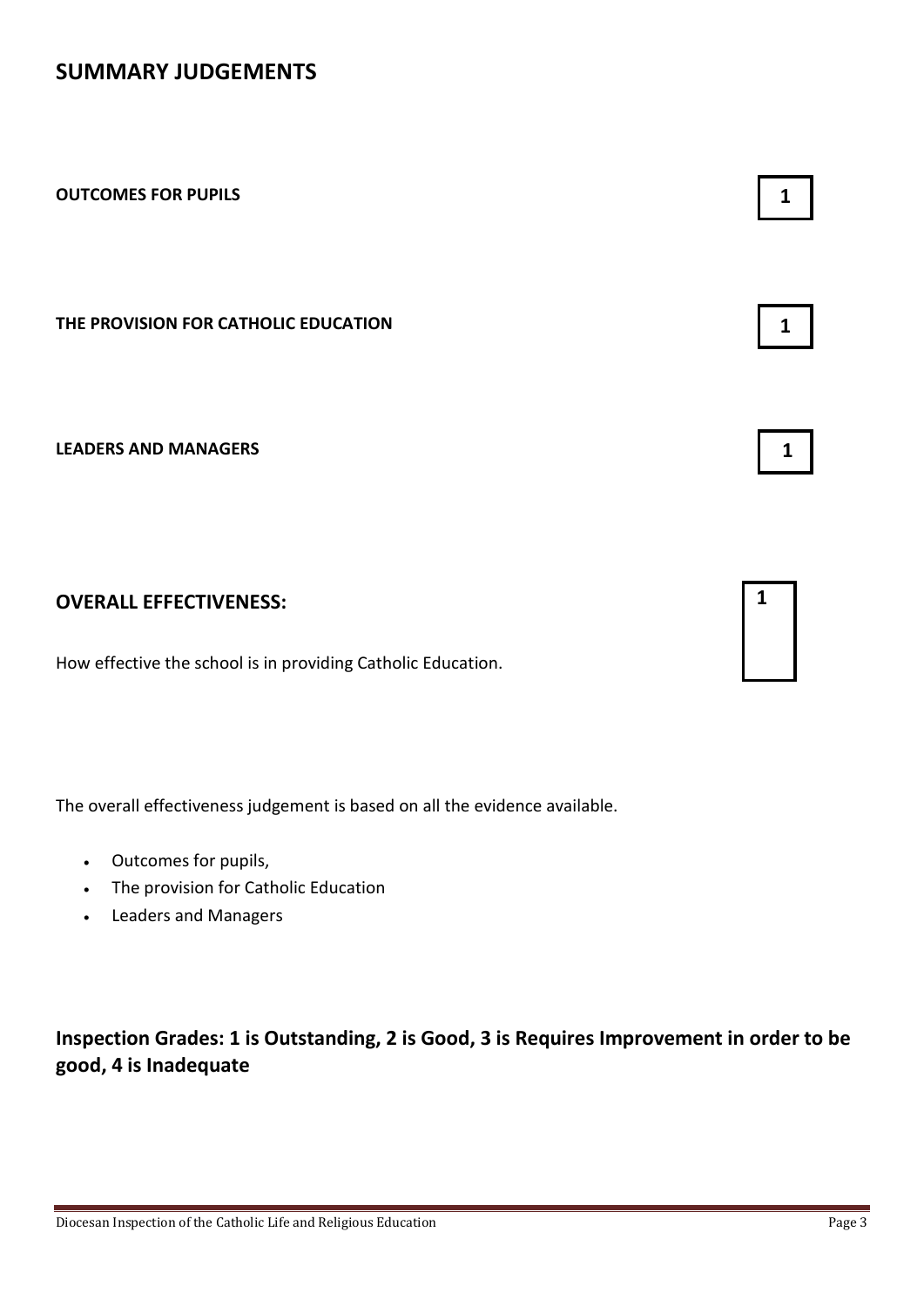# SUMMARY JUDGEMENTS

**OUTCOMES FOR PUPILS** **1**

**THE PROVISION FOR CATHOLIC EDUCATION** **1**

**LEADERS AND MANAGERS** **1**

## OVERALL EFFECTIVENESS: **1**

How effective the school is in providing Catholic Education.

The overall effectiveness judgement is based on all the evidence available.

- Outcomes for pupils,
- The provision for Catholic Education
- Leaders and Managers

## Inspection Grades: 1 is Outstanding, 2 is Good, 3 is Requires Improvement in order to be good, 4 is Inadequate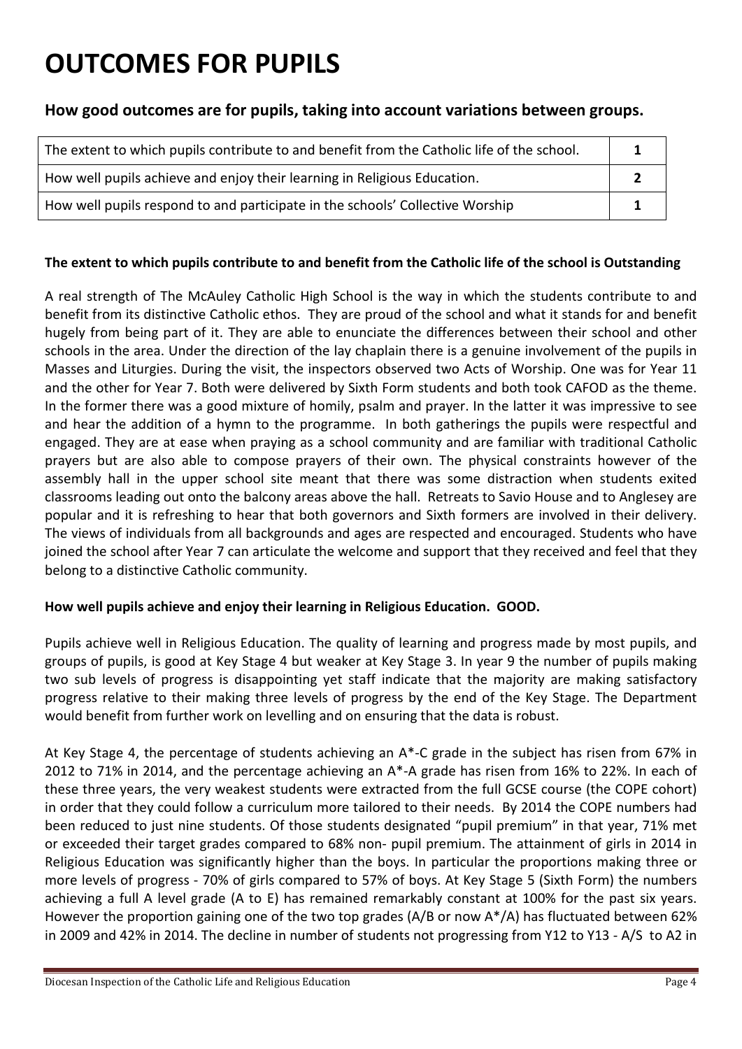# OUTCOMES FOR PUPILS

## How good outcomes are for pupils, taking into account variations between groups.

| | |
|---|---|
| The extent to which pupils contribute to and benefit from the Catholic life of the school. | **1** |
| How well pupils achieve and enjoy their learning in Religious Education. | **2** |
| How well pupils respond to and participate in the schools' Collective Worship | **1** |

**The extent to which pupils contribute to and benefit from the Catholic life of the school is Outstanding**

A real strength of The McAuley Catholic High School is the way in which the students contribute to and benefit from its distinctive Catholic ethos. They are proud of the school and what it stands for and benefit hugely from being part of it. They are able to enunciate the differences between their school and other schools in the area. Under the direction of the lay chaplain there is a genuine involvement of the pupils in Masses and Liturgies. During the visit, the inspectors observed two Acts of Worship. One was for Year 11 and the other for Year 7. Both were delivered by Sixth Form students and both took CAFOD as the theme. In the former there was a good mixture of homily, psalm and prayer. In the latter it was impressive to see and hear the addition of a hymn to the programme. In both gatherings the pupils were respectful and engaged. They are at ease when praying as a school community and are familiar with traditional Catholic prayers but are also able to compose prayers of their own. The physical constraints however of the assembly hall in the upper school site meant that there was some distraction when students exited classrooms leading out onto the balcony areas above the hall. Retreats to Savio House and to Anglesey are popular and it is refreshing to hear that both governors and Sixth formers are involved in their delivery. The views of individuals from all backgrounds and ages are respected and encouraged. Students who have joined the school after Year 7 can articulate the welcome and support that they received and feel that they belong to a distinctive Catholic community.

**How well pupils achieve and enjoy their learning in Religious Education. GOOD.**

Pupils achieve well in Religious Education. The quality of learning and progress made by most pupils, and groups of pupils, is good at Key Stage 4 but weaker at Key Stage 3. In year 9 the number of pupils making two sub levels of progress is disappointing yet staff indicate that the majority are making satisfactory progress relative to their making three levels of progress by the end of the Key Stage. The Department would benefit from further work on levelling and on ensuring that the data is robust.

At Key Stage 4, the percentage of students achieving an A*-C grade in the subject has risen from 67% in 2012 to 71% in 2014, and the percentage achieving an A*-A grade has risen from 16% to 22%. In each of these three years, the very weakest students were extracted from the full GCSE course (the COPE cohort) in order that they could follow a curriculum more tailored to their needs. By 2014 the COPE numbers had been reduced to just nine students. Of those students designated "pupil premium" in that year, 71% met or exceeded their target grades compared to 68% non- pupil premium. The attainment of girls in 2014 in Religious Education was significantly higher than the boys. In particular the proportions making three or more levels of progress - 70% of girls compared to 57% of boys. At Key Stage 5 (Sixth Form) the numbers achieving a full A level grade (A to E) has remained remarkably constant at 100% for the past six years. However the proportion gaining one of the two top grades (A/B or now A*/A) has fluctuated between 62% in 2009 and 42% in 2014. The decline in number of students not progressing from Y12 to Y13 - A/S to A2 in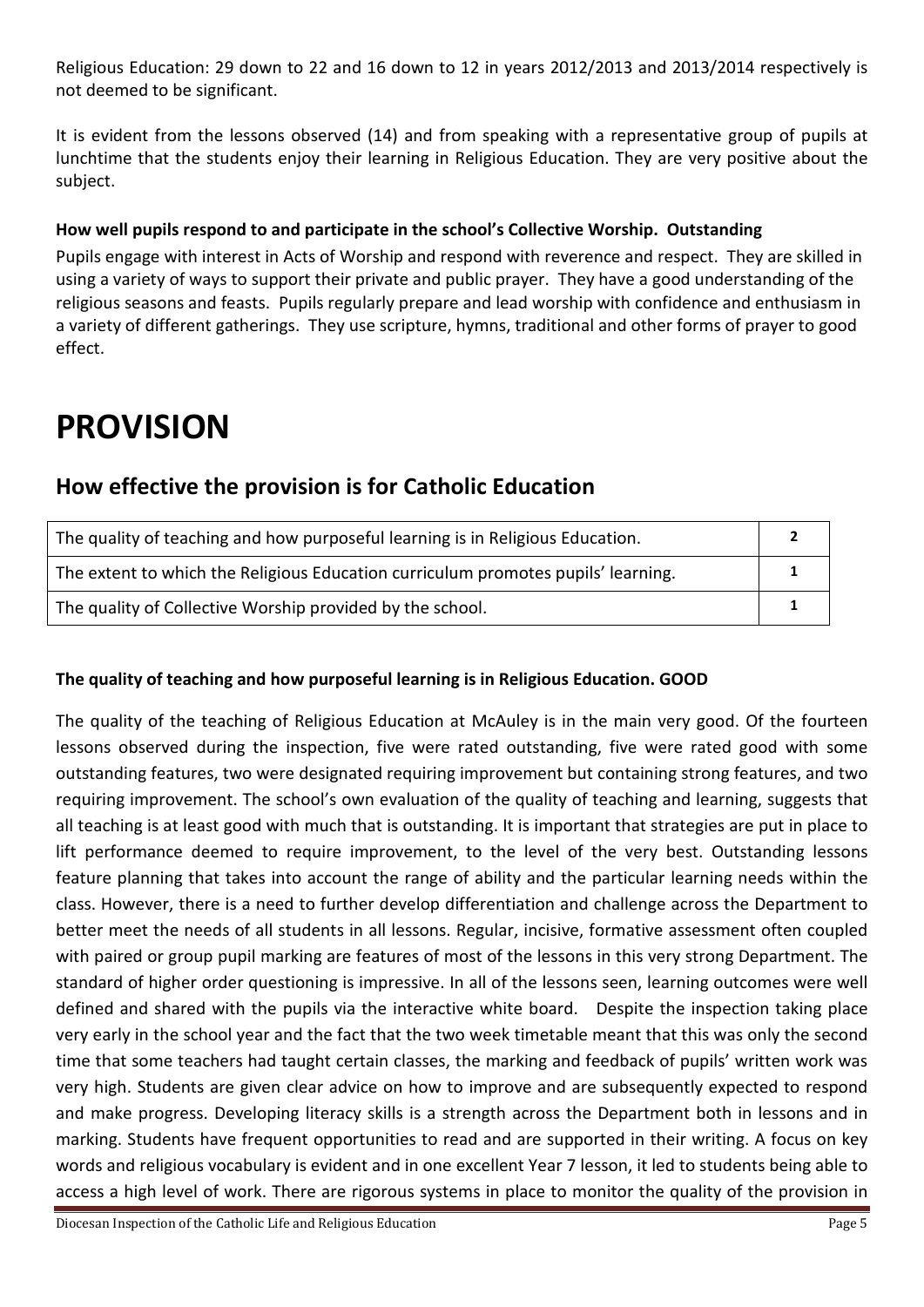Religious Education: 29 down to 22 and 16 down to 12 in years 2012/2013 and 2013/2014 respectively is not deemed to be significant.

It is evident from the lessons observed (14) and from speaking with a representative group of pupils at lunchtime that the students enjoy their learning in Religious Education. They are very positive about the subject.

**How well pupils respond to and participate in the school's Collective Worship. Outstanding**

Pupils engage with interest in Acts of Worship and respond with reverence and respect. They are skilled in using a variety of ways to support their private and public prayer. They have a good understanding of the religious seasons and feasts. Pupils regularly prepare and lead worship with confidence and enthusiasm in a variety of different gatherings. They use scripture, hymns, traditional and other forms of prayer to good effect.

# PROVISION

## How effective the provision is for Catholic Education

| | |
|---|---|
| The quality of teaching and how purposeful learning is in Religious Education. | **2** |
| The extent to which the Religious Education curriculum promotes pupils' learning. | **1** |
| The quality of Collective Worship provided by the school. | **1** |

**The quality of teaching and how purposeful learning is in Religious Education. GOOD**

The quality of the teaching of Religious Education at McAuley is in the main very good. Of the fourteen lessons observed during the inspection, five were rated outstanding, five were rated good with some outstanding features, two were designated requiring improvement but containing strong features, and two requiring improvement. The school's own evaluation of the quality of teaching and learning, suggests that all teaching is at least good with much that is outstanding. It is important that strategies are put in place to lift performance deemed to require improvement, to the level of the very best. Outstanding lessons feature planning that takes into account the range of ability and the particular learning needs within the class. However, there is a need to further develop differentiation and challenge across the Department to better meet the needs of all students in all lessons. Regular, incisive, formative assessment often coupled with paired or group pupil marking are features of most of the lessons in this very strong Department. The standard of higher order questioning is impressive. In all of the lessons seen, learning outcomes were well defined and shared with the pupils via the interactive white board. Despite the inspection taking place very early in the school year and the fact that the two week timetable meant that this was only the second time that some teachers had taught certain classes, the marking and feedback of pupils' written work was very high. Students are given clear advice on how to improve and are subsequently expected to respond and make progress. Developing literacy skills is a strength across the Department both in lessons and in marking. Students have frequent opportunities to read and are supported in their writing. A focus on key words and religious vocabulary is evident and in one excellent Year 7 lesson, it led to students being able to access a high level of work. There are rigorous systems in place to monitor the quality of the provision in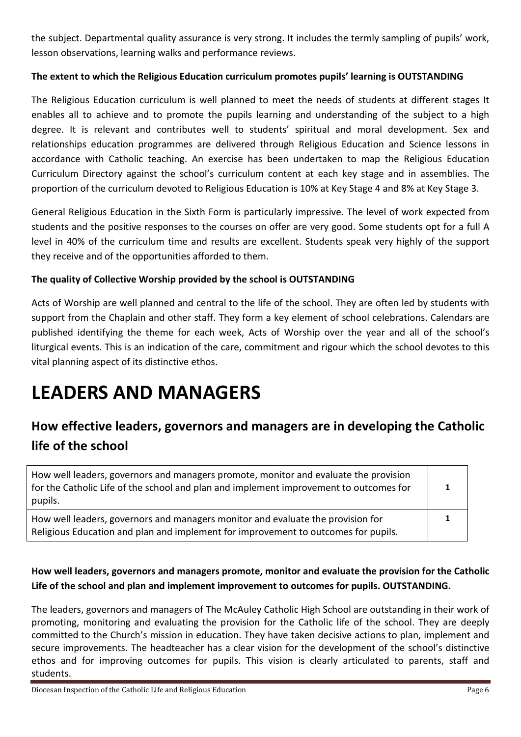the subject. Departmental quality assurance is very strong. It includes the termly sampling of pupils' work, lesson observations, learning walks and performance reviews.

**The extent to which the Religious Education curriculum promotes pupils' learning is OUTSTANDING**

The Religious Education curriculum is well planned to meet the needs of students at different stages It enables all to achieve and to promote the pupils learning and understanding of the subject to a high degree. It is relevant and contributes well to students' spiritual and moral development. Sex and relationships education programmes are delivered through Religious Education and Science lessons in accordance with Catholic teaching. An exercise has been undertaken to map the Religious Education Curriculum Directory against the school's curriculum content at each key stage and in assemblies. The proportion of the curriculum devoted to Religious Education is 10% at Key Stage 4 and 8% at Key Stage 3.

General Religious Education in the Sixth Form is particularly impressive. The level of work expected from students and the positive responses to the courses on offer are very good. Some students opt for a full A level in 40% of the curriculum time and results are excellent. Students speak very highly of the support they receive and of the opportunities afforded to them.

**The quality of Collective Worship provided by the school is OUTSTANDING**

Acts of Worship are well planned and central to the life of the school. They are often led by students with support from the Chaplain and other staff. They form a key element of school celebrations. Calendars are published identifying the theme for each week, Acts of Worship over the year and all of the school's liturgical events. This is an indication of the care, commitment and rigour which the school devotes to this vital planning aspect of its distinctive ethos.

# LEADERS AND MANAGERS

## How effective leaders, governors and managers are in developing the Catholic life of the school

| | |
|---|---|
| How well leaders, governors and managers promote, monitor and evaluate the provision for the Catholic Life of the school and plan and implement improvement to outcomes for pupils. | 1 |
| How well leaders, governors and managers monitor and evaluate the provision for Religious Education and plan and implement for improvement to outcomes for pupils. | 1 |

**How well leaders, governors and managers promote, monitor and evaluate the provision for the Catholic Life of the school and plan and implement improvement to outcomes for pupils. OUTSTANDING.**

The leaders, governors and managers of The McAuley Catholic High School are outstanding in their work of promoting, monitoring and evaluating the provision for the Catholic life of the school. They are deeply committed to the Church's mission in education. They have taken decisive actions to plan, implement and secure improvements. The headteacher has a clear vision for the development of the school's distinctive ethos and for improving outcomes for pupils. This vision is clearly articulated to parents, staff and students.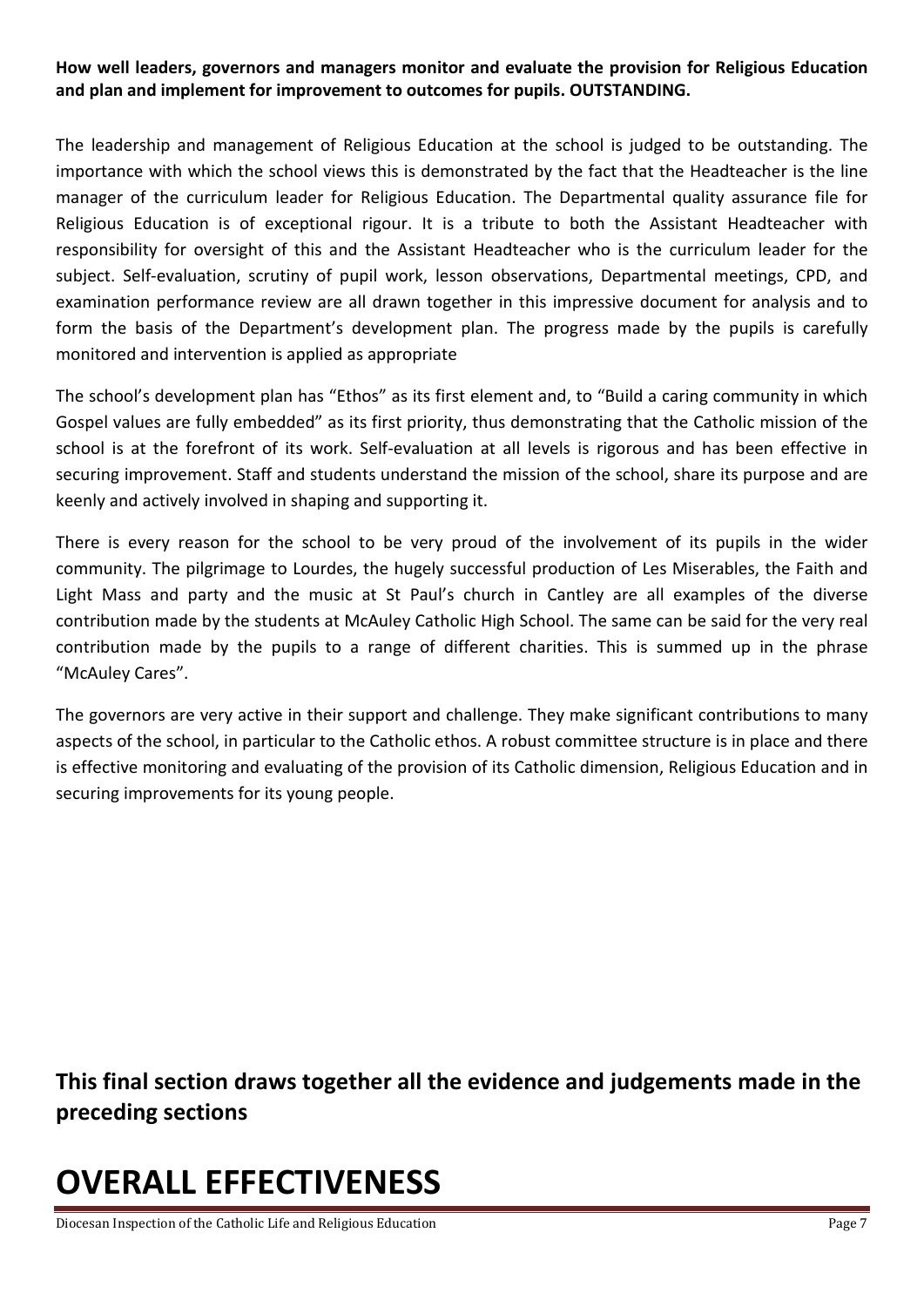**How well leaders, governors and managers monitor and evaluate the provision for Religious Education and plan and implement for improvement to outcomes for pupils. OUTSTANDING.**

The leadership and management of Religious Education at the school is judged to be outstanding. The importance with which the school views this is demonstrated by the fact that the Headteacher is the line manager of the curriculum leader for Religious Education. The Departmental quality assurance file for Religious Education is of exceptional rigour. It is a tribute to both the Assistant Headteacher with responsibility for oversight of this and the Assistant Headteacher who is the curriculum leader for the subject. Self-evaluation, scrutiny of pupil work, lesson observations, Departmental meetings, CPD, and examination performance review are all drawn together in this impressive document for analysis and to form the basis of the Department's development plan. The progress made by the pupils is carefully monitored and intervention is applied as appropriate

The school's development plan has "Ethos" as its first element and, to "Build a caring community in which Gospel values are fully embedded" as its first priority, thus demonstrating that the Catholic mission of the school is at the forefront of its work. Self-evaluation at all levels is rigorous and has been effective in securing improvement. Staff and students understand the mission of the school, share its purpose and are keenly and actively involved in shaping and supporting it.

There is every reason for the school to be very proud of the involvement of its pupils in the wider community. The pilgrimage to Lourdes, the hugely successful production of Les Miserables, the Faith and Light Mass and party and the music at St Paul's church in Cantley are all examples of the diverse contribution made by the students at McAuley Catholic High School. The same can be said for the very real contribution made by the pupils to a range of different charities. This is summed up in the phrase "McAuley Cares".

The governors are very active in their support and challenge. They make significant contributions to many aspects of the school, in particular to the Catholic ethos. A robust committee structure is in place and there is effective monitoring and evaluating of the provision of its Catholic dimension, Religious Education and in securing improvements for its young people.

## This final section draws together all the evidence and judgements made in the preceding sections

# OVERALL EFFECTIVENESS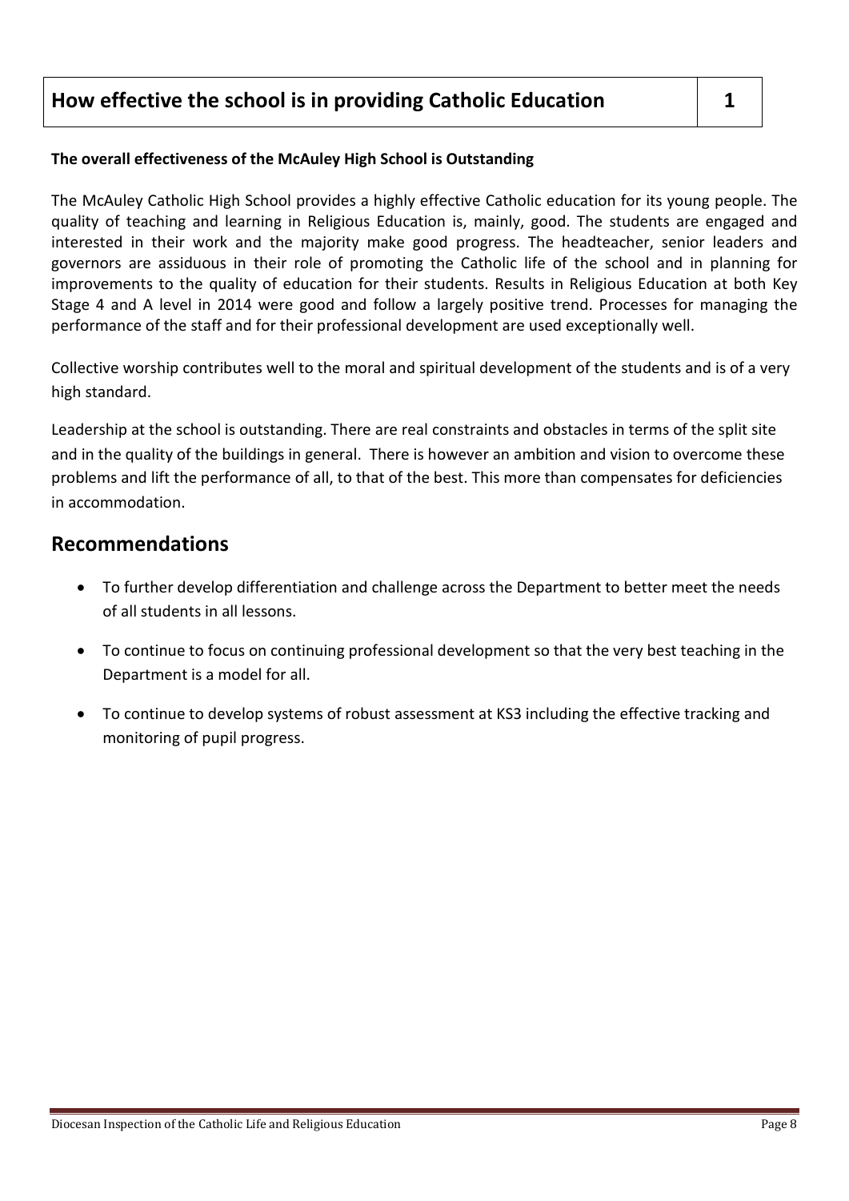| How effective the school is in providing Catholic Education | 1 |
|---|---|

**The overall effectiveness of the McAuley High School is Outstanding**

The McAuley Catholic High School provides a highly effective Catholic education for its young people. The quality of teaching and learning in Religious Education is, mainly, good. The students are engaged and interested in their work and the majority make good progress. The headteacher, senior leaders and governors are assiduous in their role of promoting the Catholic life of the school and in planning for improvements to the quality of education for their students. Results in Religious Education at both Key Stage 4 and A level in 2014 were good and follow a largely positive trend. Processes for managing the performance of the staff and for their professional development are used exceptionally well.

Collective worship contributes well to the moral and spiritual development of the students and is of a very high standard.

Leadership at the school is outstanding. There are real constraints and obstacles in terms of the split site and in the quality of the buildings in general. There is however an ambition and vision to overcome these problems and lift the performance of all, to that of the best. This more than compensates for deficiencies in accommodation.

## Recommendations

- To further develop differentiation and challenge across the Department to better meet the needs of all students in all lessons.
- To continue to focus on continuing professional development so that the very best teaching in the Department is a model for all.
- To continue to develop systems of robust assessment at KS3 including the effective tracking and monitoring of pupil progress.